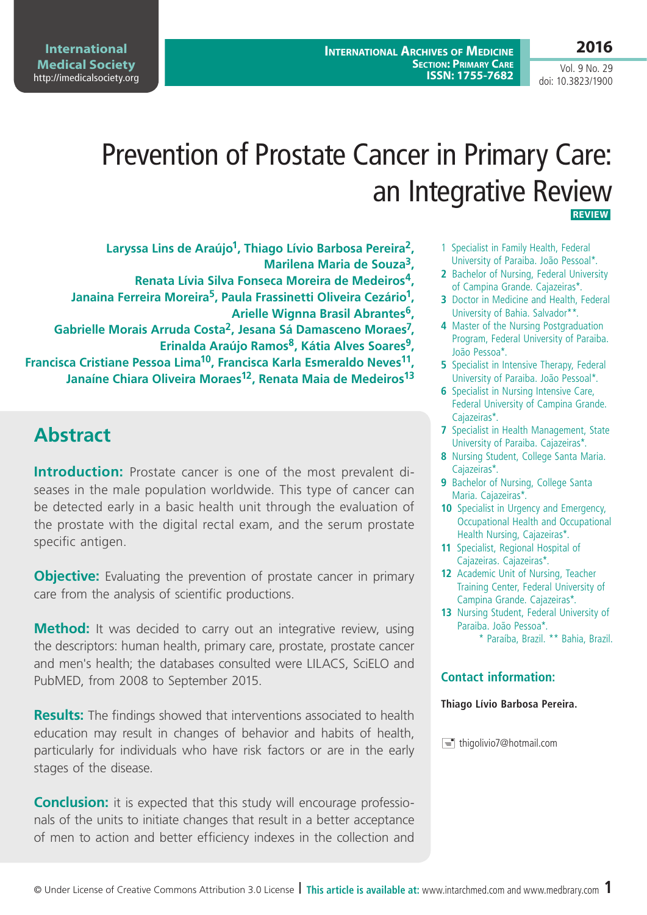# Prevention of Prostate Cancer in Primary Care: an Integrative Review

**REVIEW**

**Laryssa Lins de Araújo[1], Thiago Lívio Barbosa Pereira[2], Marilena Maria de Souza[3], Renata Lívia Silva Fonseca Moreira de Medeiros[4], Janaina Ferreira Moreira[5], Paula Frassinetti Oliveira Cezário[1], Arielle Wignna Brasil Abrantes[6], Gabrielle Morais Arruda Costa[2], Jesana Sá Damasceno Moraes[7], Erinalda Araújo Ramos[8], Kátia Alves Soares[9], Francisca Cristiane Pessoa Lima[10], Francisca Karla Esmeraldo Neves[11], Janaíne Chiara Oliveira Moraes[12], Renata Maia de Medeiros[13]**

1 Specialist in Family Health, Federal University of Paraiba. João Pessoal*.
2 Bachelor of Nursing, Federal University of Campina Grande. Cajazeiras*.
3 Doctor in Medicine and Health, Federal University of Bahia. Salvador**.
4 Master of the Nursing Postgraduation Program, Federal University of Paraiba. João Pessoa*.
5 Specialist in Intensive Therapy, Federal University of Paraiba. João Pessoal*.
6 Specialist in Nursing Intensive Care, Federal University of Campina Grande. Cajazeiras*.
7 Specialist in Health Management, State University of Paraiba. Cajazeiras*.
8 Nursing Student, College Santa Maria. Cajazeiras*.
9 Bachelor of Nursing, College Santa Maria. Cajazeiras*.
10 Specialist in Urgency and Emergency, Occupational Health and Occupational Health Nursing, Cajazeiras*.
11 Specialist, Regional Hospital of Cajazeiras. Cajazeiras*.
12 Academic Unit of Nursing, Teacher Training Center, Federal University of Campina Grande. Cajazeiras*.
13 Nursing Student, Federal University of Paraiba. João Pessoa*.

\* Paraíba, Brazil. ** Bahia, Brazil.

### Contact information:

**Thiago Lívio Barbosa Pereira.**

thigolivio7@hotmail.com

## Abstract

**Introduction:** Prostate cancer is one of the most prevalent diseases in the male population worldwide. This type of cancer can be detected early in a basic health unit through the evaluation of the prostate with the digital rectal exam, and the serum prostate specific antigen.

**Objective:** Evaluating the prevention of prostate cancer in primary care from the analysis of scientific productions.

**Method:** It was decided to carry out an integrative review, using the descriptors: human health, primary care, prostate, prostate cancer and men's health; the databases consulted were LILACS, SciELO and PubMED, from 2008 to September 2015.

**Results:** The findings showed that interventions associated to health education may result in changes of behavior and habits of health, particularly for individuals who have risk factors or are in the early stages of the disease.

**Conclusion:** it is expected that this study will encourage professionals of the units to initiate changes that result in a better acceptance of men to action and better efficiency indexes in the collection and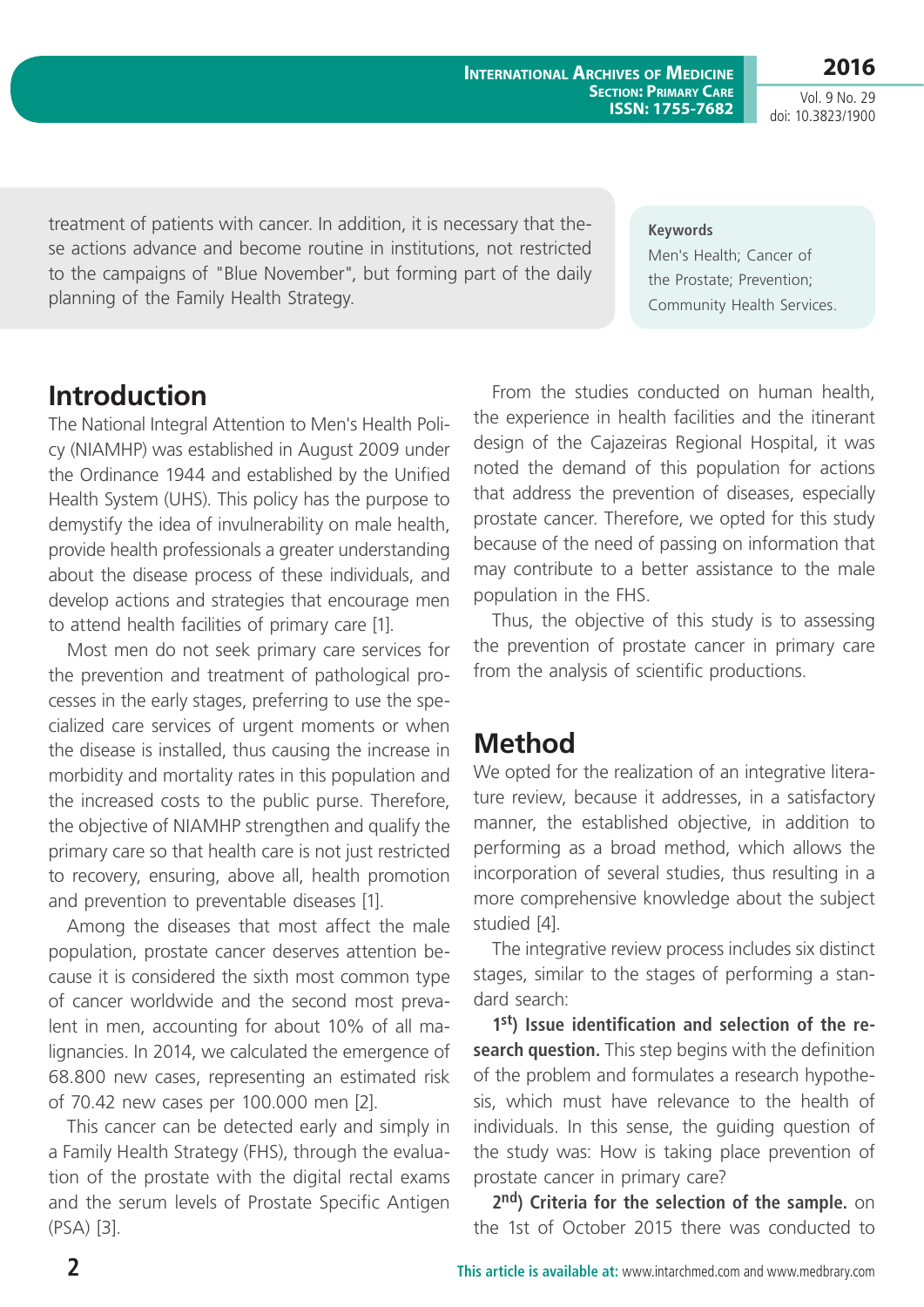treatment of patients with cancer. In addition, it is necessary that these actions advance and become routine in institutions, not restricted to the campaigns of "Blue November", but forming part of the daily planning of the Family Health Strategy.

**Keywords**

Men's Health; Cancer of the Prostate; Prevention; Community Health Services.

## Introduction

The National Integral Attention to Men's Health Policy (NIAMHP) was established in August 2009 under the Ordinance 1944 and established by the Unified Health System (UHS). This policy has the purpose to demystify the idea of invulnerability on male health, provide health professionals a greater understanding about the disease process of these individuals, and develop actions and strategies that encourage men to attend health facilities of primary care [1].

Most men do not seek primary care services for the prevention and treatment of pathological processes in the early stages, preferring to use the specialized care services of urgent moments or when the disease is installed, thus causing the increase in morbidity and mortality rates in this population and the increased costs to the public purse. Therefore, the objective of NIAMHP strengthen and qualify the primary care so that health care is not just restricted to recovery, ensuring, above all, health promotion and prevention to preventable diseases [1].

Among the diseases that most affect the male population, prostate cancer deserves attention because it is considered the sixth most common type of cancer worldwide and the second most prevalent in men, accounting for about 10% of all malignancies. In 2014, we calculated the emergence of 68.800 new cases, representing an estimated risk of 70.42 new cases per 100.000 men [2].

This cancer can be detected early and simply in a Family Health Strategy (FHS), through the evaluation of the prostate with the digital rectal exams and the serum levels of Prostate Specific Antigen (PSA) [3].

From the studies conducted on human health, the experience in health facilities and the itinerant design of the Cajazeiras Regional Hospital, it was noted the demand of this population for actions that address the prevention of diseases, especially prostate cancer. Therefore, we opted for this study because of the need of passing on information that may contribute to a better assistance to the male population in the FHS.

Thus, the objective of this study is to assessing the prevention of prostate cancer in primary care from the analysis of scientific productions.

## Method

We opted for the realization of an integrative literature review, because it addresses, in a satisfactory manner, the established objective, in addition to performing as a broad method, which allows the incorporation of several studies, thus resulting in a more comprehensive knowledge about the subject studied [4].

The integrative review process includes six distinct stages, similar to the stages of performing a standard search:

**1st) Issue identification and selection of the research question.** This step begins with the definition of the problem and formulates a research hypothesis, which must have relevance to the health of individuals. In this sense, the guiding question of the study was: How is taking place prevention of prostate cancer in primary care?

**2nd) Criteria for the selection of the sample.** on the 1st of October 2015 there was conducted to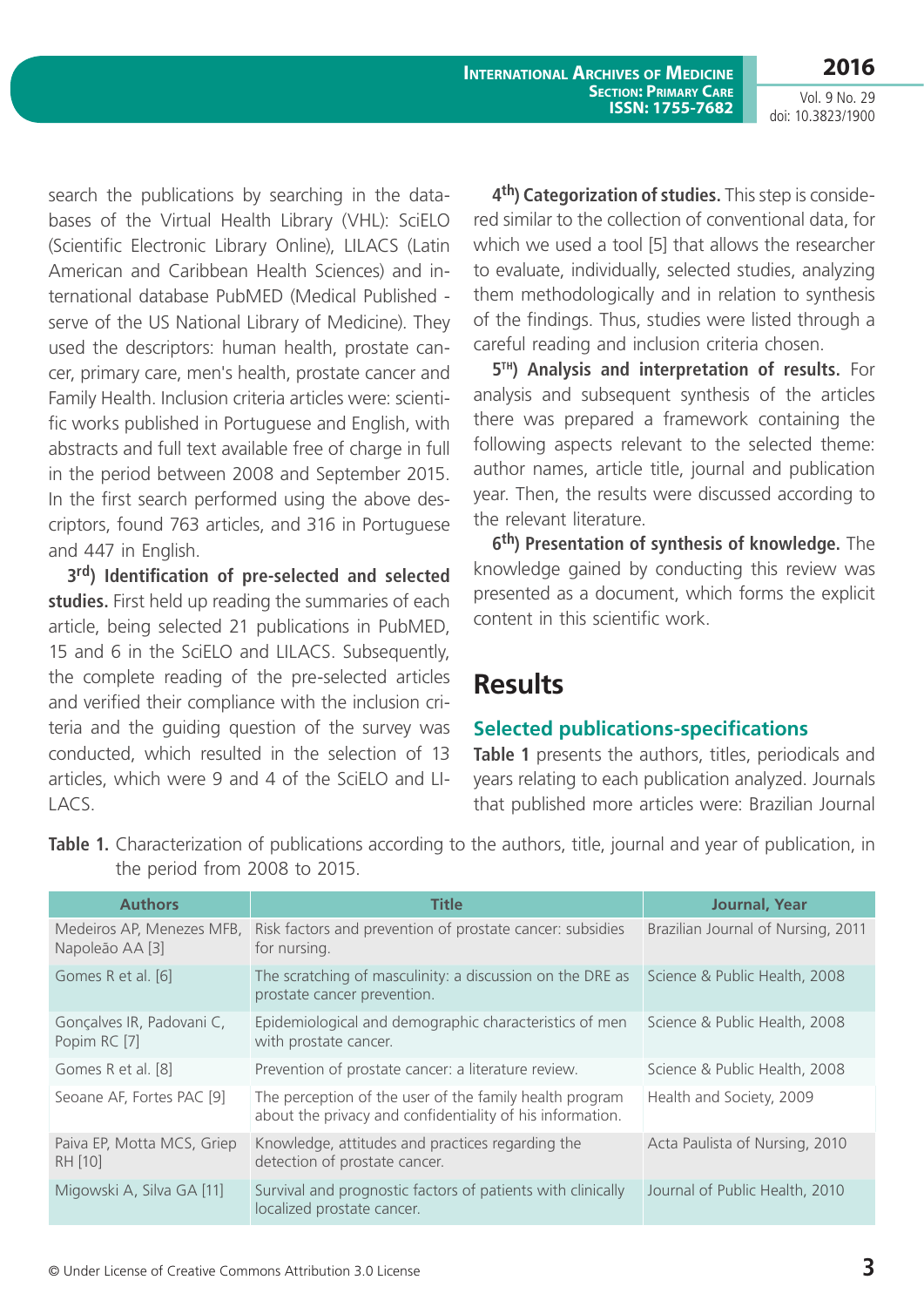search the publications by searching in the databases of the Virtual Health Library (VHL): SciELO (Scientific Electronic Library Online), LILACS (Latin American and Caribbean Health Sciences) and international database PubMED (Medical Published - serve of the US National Library of Medicine). They used the descriptors: human health, prostate cancer, primary care, men's health, prostate cancer and Family Health. Inclusion criteria articles were: scientific works published in Portuguese and English, with abstracts and full text available free of charge in full in the period between 2008 and September 2015. In the first search performed using the above descriptors, found 763 articles, and 316 in Portuguese and 447 in English.

**3rd) Identification of pre-selected and selected studies.** First held up reading the summaries of each article, being selected 21 publications in PubMED, 15 and 6 in the SciELO and LILACS. Subsequently, the complete reading of the pre-selected articles and verified their compliance with the inclusion criteria and the guiding question of the survey was conducted, which resulted in the selection of 13 articles, which were 9 and 4 of the SciELO and LILACS.

**4th) Categorization of studies.** This step is considered similar to the collection of conventional data, for which we used a tool [5] that allows the researcher to evaluate, individually, selected studies, analyzing them methodologically and in relation to synthesis of the findings. Thus, studies were listed through a careful reading and inclusion criteria chosen.

**5TH) Analysis and interpretation of results.** For analysis and subsequent synthesis of the articles there was prepared a framework containing the following aspects relevant to the selected theme: author names, article title, journal and publication year. Then, the results were discussed according to the relevant literature.

**6th) Presentation of synthesis of knowledge.** The knowledge gained by conducting this review was presented as a document, which forms the explicit content in this scientific work.

# Results

## Selected publications-specifications

**Table 1** presents the authors, titles, periodicals and years relating to each publication analyzed. Journals that published more articles were: Brazilian Journal

**Table 1.** Characterization of publications according to the authors, title, journal and year of publication, in the period from 2008 to 2015.

| Authors | Title | Journal, Year |
|---|---|---|
| Medeiros AP, Menezes MFB, Napoleão AA [3] | Risk factors and prevention of prostate cancer: subsidies for nursing. | Brazilian Journal of Nursing, 2011 |
| Gomes R et al. [6] | The scratching of masculinity: a discussion on the DRE as prostate cancer prevention. | Science & Public Health, 2008 |
| Gonçalves IR, Padovani C, Popim RC [7] | Epidemiological and demographic characteristics of men with prostate cancer. | Science & Public Health, 2008 |
| Gomes R et al. [8] | Prevention of prostate cancer: a literature review. | Science & Public Health, 2008 |
| Seoane AF, Fortes PAC [9] | The perception of the user of the family health program about the privacy and confidentiality of his information. | Health and Society, 2009 |
| Paiva EP, Motta MCS, Griep RH [10] | Knowledge, attitudes and practices regarding the detection of prostate cancer. | Acta Paulista of Nursing, 2010 |
| Migowski A, Silva GA [11] | Survival and prognostic factors of patients with clinically localized prostate cancer. | Journal of Public Health, 2010 |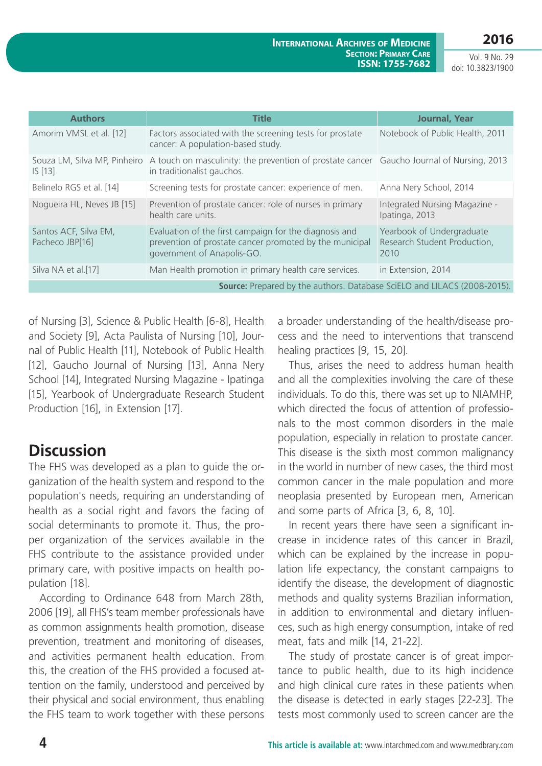| Authors | Title | Journal, Year |
|---|---|---|
| Amorim VMSL et al. [12] | Factors associated with the screening tests for prostate cancer: A population-based study. | Notebook of Public Health, 2011 |
| Souza LM, Silva MP, Pinheiro IS [13] | A touch on masculinity: the prevention of prostate cancer in traditionalist gauchos. | Gaucho Journal of Nursing, 2013 |
| Belinelo RGS et al. [14] | Screening tests for prostate cancer: experience of men. | Anna Nery School, 2014 |
| Nogueira HL, Neves JB [15] | Prevention of prostate cancer: role of nurses in primary health care units. | Integrated Nursing Magazine - Ipatinga, 2013 |
| Santos ACF, Silva EM, Pacheco JBP[16] | Evaluation of the first campaign for the diagnosis and prevention of prostate cancer promoted by the municipal government of Anapolis-GO. | Yearbook of Undergraduate Research Student Production, 2010 |
| Silva NA et al.[17] | Man Health promotion in primary health care services. | in Extension, 2014 |

**Source:** Prepared by the authors. Database SciELO and LILACS (2008-2015).

of Nursing [3], Science & Public Health [6-8], Health and Society [9], Acta Paulista of Nursing [10], Journal of Public Health [11], Notebook of Public Health [12], Gaucho Journal of Nursing [13], Anna Nery School [14], Integrated Nursing Magazine - Ipatinga [15], Yearbook of Undergraduate Research Student Production [16], in Extension [17].

## Discussion

The FHS was developed as a plan to guide the organization of the health system and respond to the population's needs, requiring an understanding of health as a social right and favors the facing of social determinants to promote it. Thus, the proper organization of the services available in the FHS contribute to the assistance provided under primary care, with positive impacts on health population [18].

According to Ordinance 648 from March 28th, 2006 [19], all FHS's team member professionals have as common assignments health promotion, disease prevention, treatment and monitoring of diseases, and activities permanent health education. From this, the creation of the FHS provided a focused attention on the family, understood and perceived by their physical and social environment, thus enabling the FHS team to work together with these persons a broader understanding of the health/disease process and the need to interventions that transcend healing practices [9, 15, 20].

Thus, arises the need to address human health and all the complexities involving the care of these individuals. To do this, there was set up to NIAMHP, which directed the focus of attention of professionals to the most common disorders in the male population, especially in relation to prostate cancer. This disease is the sixth most common malignancy in the world in number of new cases, the third most common cancer in the male population and more neoplasia presented by European men, American and some parts of Africa [3, 6, 8, 10].

In recent years there have seen a significant increase in incidence rates of this cancer in Brazil, which can be explained by the increase in population life expectancy, the constant campaigns to identify the disease, the development of diagnostic methods and quality systems Brazilian information, in addition to environmental and dietary influences, such as high energy consumption, intake of red meat, fats and milk [14, 21-22].

The study of prostate cancer is of great importance to public health, due to its high incidence and high clinical cure rates in these patients when the disease is detected in early stages [22-23]. The tests most commonly used to screen cancer are the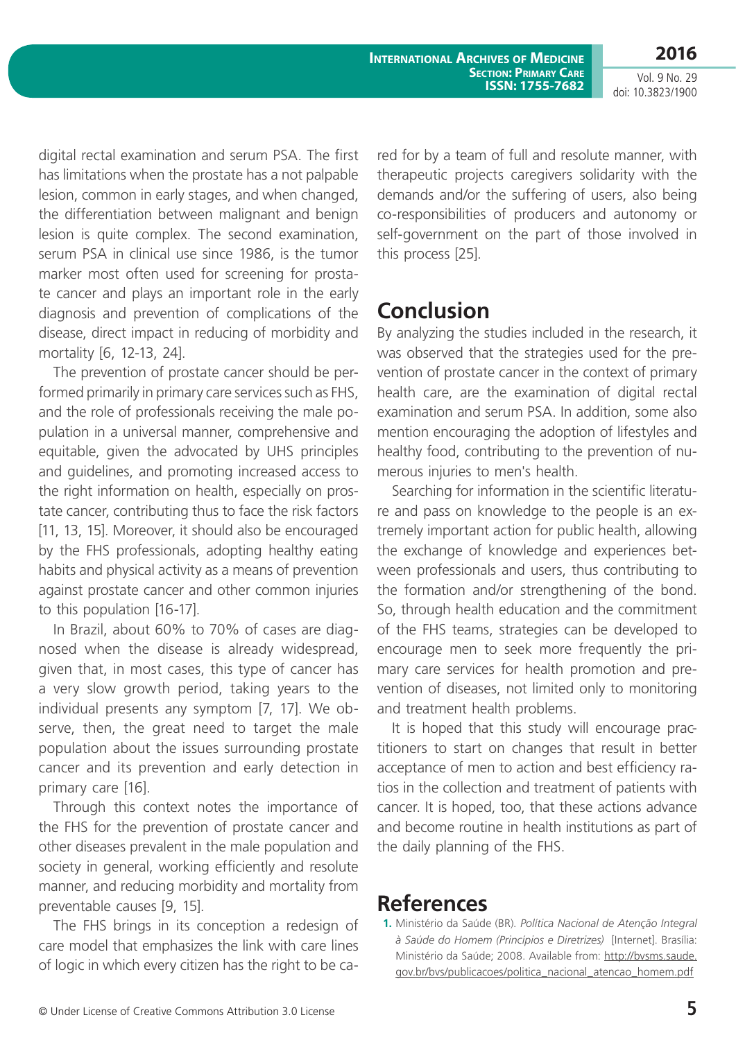digital rectal examination and serum PSA. The first has limitations when the prostate has a not palpable lesion, common in early stages, and when changed, the differentiation between malignant and benign lesion is quite complex. The second examination, serum PSA in clinical use since 1986, is the tumor marker most often used for screening for prostate cancer and plays an important role in the early diagnosis and prevention of complications of the disease, direct impact in reducing of morbidity and mortality [6, 12-13, 24].

The prevention of prostate cancer should be performed primarily in primary care services such as FHS, and the role of professionals receiving the male population in a universal manner, comprehensive and equitable, given the advocated by UHS principles and guidelines, and promoting increased access to the right information on health, especially on prostate cancer, contributing thus to face the risk factors [11, 13, 15]. Moreover, it should also be encouraged by the FHS professionals, adopting healthy eating habits and physical activity as a means of prevention against prostate cancer and other common injuries to this population [16-17].

In Brazil, about 60% to 70% of cases are diagnosed when the disease is already widespread, given that, in most cases, this type of cancer has a very slow growth period, taking years to the individual presents any symptom [7, 17]. We observe, then, the great need to target the male population about the issues surrounding prostate cancer and its prevention and early detection in primary care [16].

Through this context notes the importance of the FHS for the prevention of prostate cancer and other diseases prevalent in the male population and society in general, working efficiently and resolute manner, and reducing morbidity and mortality from preventable causes [9, 15].

The FHS brings in its conception a redesign of care model that emphasizes the link with care lines of logic in which every citizen has the right to be cared for by a team of full and resolute manner, with therapeutic projects caregivers solidarity with the demands and/or the suffering of users, also being co-responsibilities of producers and autonomy or self-government on the part of those involved in this process [25].

## Conclusion

By analyzing the studies included in the research, it was observed that the strategies used for the prevention of prostate cancer in the context of primary health care, are the examination of digital rectal examination and serum PSA. In addition, some also mention encouraging the adoption of lifestyles and healthy food, contributing to the prevention of numerous injuries to men's health.

Searching for information in the scientific literature and pass on knowledge to the people is an extremely important action for public health, allowing the exchange of knowledge and experiences between professionals and users, thus contributing to the formation and/or strengthening of the bond. So, through health education and the commitment of the FHS teams, strategies can be developed to encourage men to seek more frequently the primary care services for health promotion and prevention of diseases, not limited only to monitoring and treatment health problems.

It is hoped that this study will encourage practitioners to start on changes that result in better acceptance of men to action and best efficiency ratios in the collection and treatment of patients with cancer. It is hoped, too, that these actions advance and become routine in health institutions as part of the daily planning of the FHS.

## References

1. Ministério da Saúde (BR). *Política Nacional de Atenção Integral à Saúde do Homem (Princípios e Diretrizes)* [Internet]. Brasília: Ministério da Saúde; 2008. Available from: http://bvsms.saude.gov.br/bvs/publicacoes/politica_nacional_atencao_homem.pdf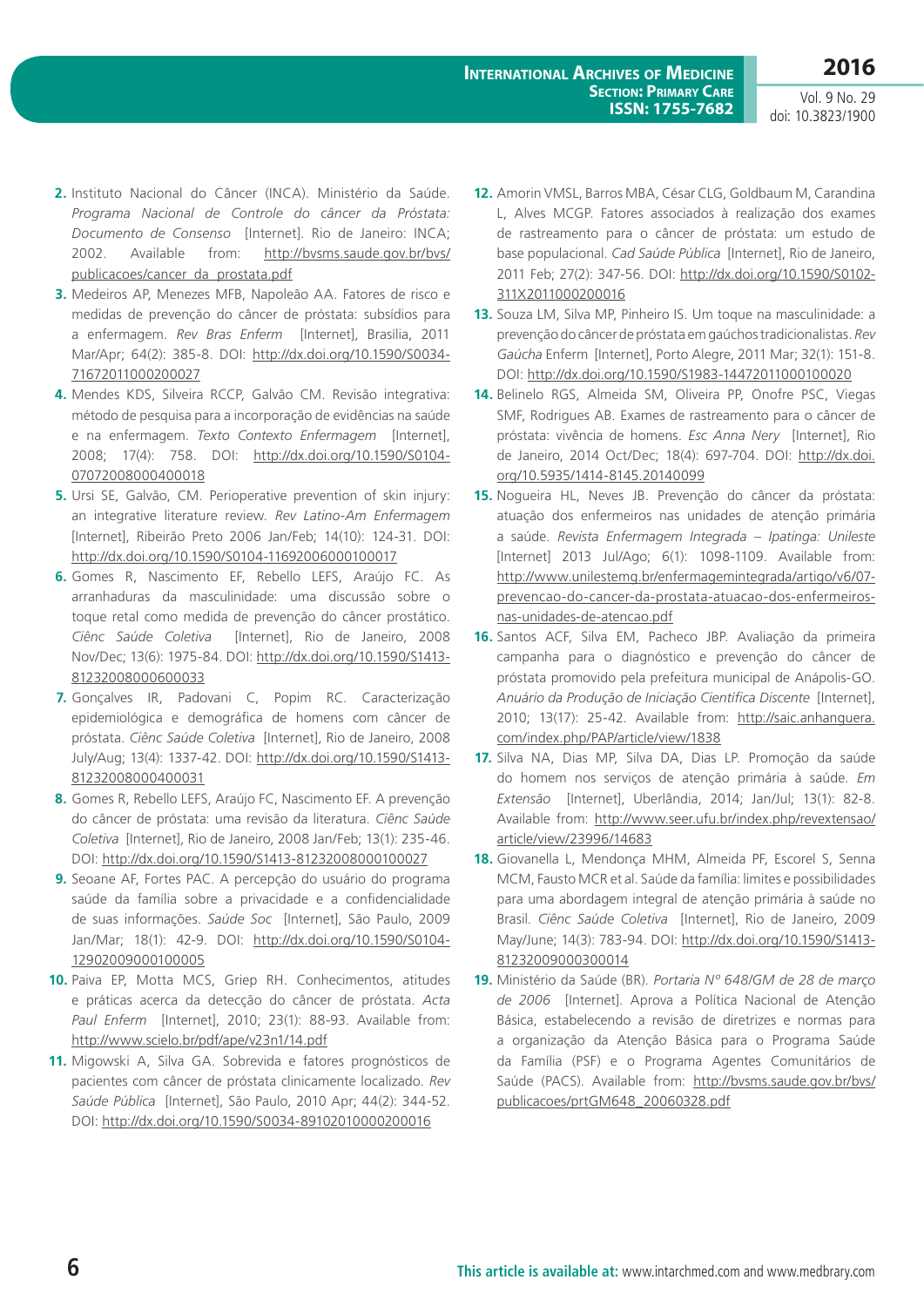2. Instituto Nacional do Câncer (INCA). Ministério da Saúde. *Programa Nacional de Controle do câncer da Próstata: Documento de Consenso* [Internet]. Rio de Janeiro: INCA; 2002. Available from: http://bvsms.saude.gov.br/bvs/publicacoes/cancer_da_prostata.pdf
3. Medeiros AP, Menezes MFB, Napoleão AA. Fatores de risco e medidas de prevenção do câncer de próstata: subsídios para a enfermagem. *Rev Bras Enferm* [Internet], Brasília, 2011 Mar/Apr; 64(2): 385-8. DOI: http://dx.doi.org/10.1590/S0034-71672011000200027
4. Mendes KDS, Silveira RCCP, Galvão CM. Revisão integrativa: método de pesquisa para a incorporação de evidências na saúde e na enfermagem. *Texto Contexto Enfermagem* [Internet], 2008; 17(4): 758. DOI: http://dx.doi.org/10.1590/S0104-07072008000400018
5. Ursi SE, Galvão, CM. Perioperative prevention of skin injury: an integrative literature review. *Rev Latino-Am Enfermagem* [Internet], Ribeirão Preto 2006 Jan/Feb; 14(10): 124-31. DOI: http://dx.doi.org/10.1590/S0104-11692006000100017
6. Gomes R, Nascimento EF, Rebello LEFS, Araújo FC. As arranhaduras da masculinidade: uma discussão sobre o toque retal como medida de prevenção do câncer prostático. *Ciênc Saúde Coletiva* [Internet], Rio de Janeiro, 2008 Nov/Dec; 13(6): 1975-84. DOI: http://dx.doi.org/10.1590/S1413-81232008000600033
7. Gonçalves IR, Padovani C, Popim RC. Caracterização epidemiológica e demográfica de homens com câncer de próstata. *Ciênc Saúde Coletiva* [Internet], Rio de Janeiro, 2008 July/Aug; 13(4): 1337-42. DOI: http://dx.doi.org/10.1590/S1413-81232008000400031
8. Gomes R, Rebello LEFS, Araújo FC, Nascimento EF. A prevenção do câncer de próstata: uma revisão da literatura. *Ciênc Saúde Coletiva* [Internet], Rio de Janeiro, 2008 Jan/Feb; 13(1): 235-46. DOI: http://dx.doi.org/10.1590/S1413-81232008000100027
9. Seoane AF, Fortes PAC. A percepção do usuário do programa saúde da família sobre a privacidade e a confidencialidade de suas informações. *Saúde Soc* [Internet], São Paulo, 2009 Jan/Mar; 18(1): 42-9. DOI: http://dx.doi.org/10.1590/S0104-12902009000100005
10. Paiva EP, Motta MCS, Griep RH. Conhecimentos, atitudes e práticas acerca da detecção do câncer de próstata. *Acta Paul Enferm* [Internet], 2010; 23(1): 88-93. Available from: http://www.scielo.br/pdf/ape/v23n1/14.pdf
11. Migowski A, Silva GA. Sobrevida e fatores prognósticos de pacientes com câncer de próstata clinicamente localizado. *Rev Saúde Pública* [Internet], São Paulo, 2010 Apr; 44(2): 344-52. DOI: http://dx.doi.org/10.1590/S0034-89102010000200016
12. Amorin VMSL, Barros MBA, César CLG, Goldbaum M, Carandina L, Alves MCGP. Fatores associados à realização dos exames de rastreamento para o câncer de próstata: um estudo de base populacional. *Cad Saúde Pública* [Internet], Rio de Janeiro, 2011 Feb; 27(2): 347-56. DOI: http://dx.doi.org/10.1590/S0102-311X2011000200016
13. Souza LM, Silva MP, Pinheiro IS. Um toque na masculinidade: a prevenção do câncer de próstata em gaúchos tradicionalistas. *Rev Gaúcha* Enferm [Internet], Porto Alegre, 2011 Mar; 32(1): 151-8. DOI: http://dx.doi.org/10.1590/S1983-14472011000100020
14. Belinelo RGS, Almeida SM, Oliveira PP, Onofre PSC, Viegas SMF, Rodrigues AB. Exames de rastreamento para o câncer de próstata: vivência de homens. *Esc Anna Nery* [Internet], Rio de Janeiro, 2014 Oct/Dec; 18(4): 697-704. DOI: http://dx.doi.org/10.5935/1414-8145.20140099
15. Nogueira HL, Neves JB. Prevenção do câncer da próstata: atuação dos enfermeiros nas unidades de atenção primária a saúde. *Revista Enfermagem Integrada – Ipatinga: Unileste* [Internet] 2013 Jul/Ago; 6(1): 1098-1109. Available from: http://www.unilestemg.br/enfermagemintegrada/artigo/v6/07-prevencao-do-cancer-da-prostata-atuacao-dos-enfermeiros-nas-unidades-de-atencao.pdf
16. Santos ACF, Silva EM, Pacheco JBP. Avaliação da primeira campanha para o diagnóstico e prevenção do câncer de próstata promovido pela prefeitura municipal de Anápolis-GO. *Anuário da Produção de Iniciação Científica Discente* [Internet], 2010; 13(17): 25-42. Available from: http://saic.anhanguera.com/index.php/PAP/article/view/1838
17. Silva NA, Dias MP, Silva DA, Dias LP. Promoção da saúde do homem nos serviços de atenção primária à saúde. *Em Extensão* [Internet], Uberlândia, 2014; Jan/Jul; 13(1): 82-8. Available from: http://www.seer.ufu.br/index.php/revextensao/article/view/23996/14683
18. Giovanella L, Mendonça MHM, Almeida PF, Escorel S, Senna MCM, Fausto MCR et al. Saúde da família: limites e possibilidades para uma abordagem integral de atenção primária à saúde no Brasil. *Ciênc Saúde Coletiva* [Internet], Rio de Janeiro, 2009 May/June; 14(3): 783-94. DOI: http://dx.doi.org/10.1590/S1413-81232009000300014
19. Ministério da Saúde (BR). *Portaria Nº 648/GM de 28 de março de 2006* [Internet]. Aprova a Política Nacional de Atenção Básica, estabelecendo a revisão de diretrizes e normas para a organização da Atenção Básica para o Programa Saúde da Família (PSF) e o Programa Agentes Comunitários de Saúde (PACS). Available from: http://bvsms.saude.gov.br/bvs/publicacoes/prtGM648_20060328.pdf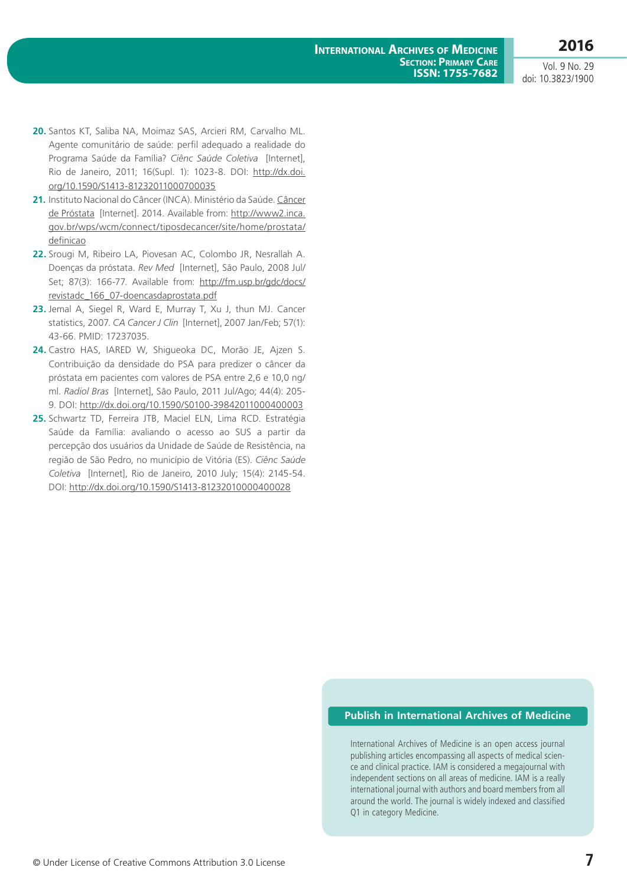20. Santos KT, Saliba NA, Moimaz SAS, Arcieri RM, Carvalho ML. Agente comunitário de saúde: perfil adequado a realidade do Programa Saúde da Família? *Ciênc Saúde Coletiva* [Internet], Rio de Janeiro, 2011; 16(Supl. 1): 1023-8. DOI: http://dx.doi.org/10.1590/S1413-81232011000700035
21. Instituto Nacional do Câncer (INCA). Ministério da Saúde. Câncer de Próstata [Internet]. 2014. Available from: http://www2.inca.gov.br/wps/wcm/connect/tiposdecancer/site/home/prostata/definicao
22. Srougi M, Ribeiro LA, Piovesan AC, Colombo JR, Nesrallah A. Doenças da próstata. *Rev Med* [Internet], São Paulo, 2008 Jul/Set; 87(3): 166-77. Available from: http://fm.usp.br/gdc/docs/revistadc_166_07-doencasdaprostata.pdf
23. Jemal A, Siegel R, Ward E, Murray T, Xu J, thun MJ. Cancer statistics, 2007. *CA Cancer J Clin* [Internet], 2007 Jan/Feb; 57(1): 43-66. PMID: 17237035.
24. Castro HAS, IARED W, Shigueoka DC, Morão JE, Ajzen S. Contribuição da densidade do PSA para predizer o câncer da próstata em pacientes com valores de PSA entre 2,6 e 10,0 ng/ml. *Radiol Bras* [Internet], São Paulo, 2011 Jul/Ago; 44(4): 205-9. DOI: http://dx.doi.org/10.1590/S0100-39842011000400003
25. Schwartz TD, Ferreira JTB, Maciel ELN, Lima RCD. Estratégia Saúde da Família: avaliando o acesso ao SUS a partir da percepção dos usuários da Unidade de Saúde de Resistência, na região de São Pedro, no município de Vitória (ES). *Ciênc Saúde Coletiva* [Internet], Rio de Janeiro, 2010 July; 15(4): 2145-54. DOI: http://dx.doi.org/10.1590/S1413-81232010000400028

**Publish in International Archives of Medicine**

International Archives of Medicine is an open access journal publishing articles encompassing all aspects of medical science and clinical practice. IAM is considered a megajournal with independent sections on all areas of medicine. IAM is a really international journal with authors and board members from all around the world. The journal is widely indexed and classified Q1 in category Medicine.

© Under License of Creative Commons Attribution 3.0 License